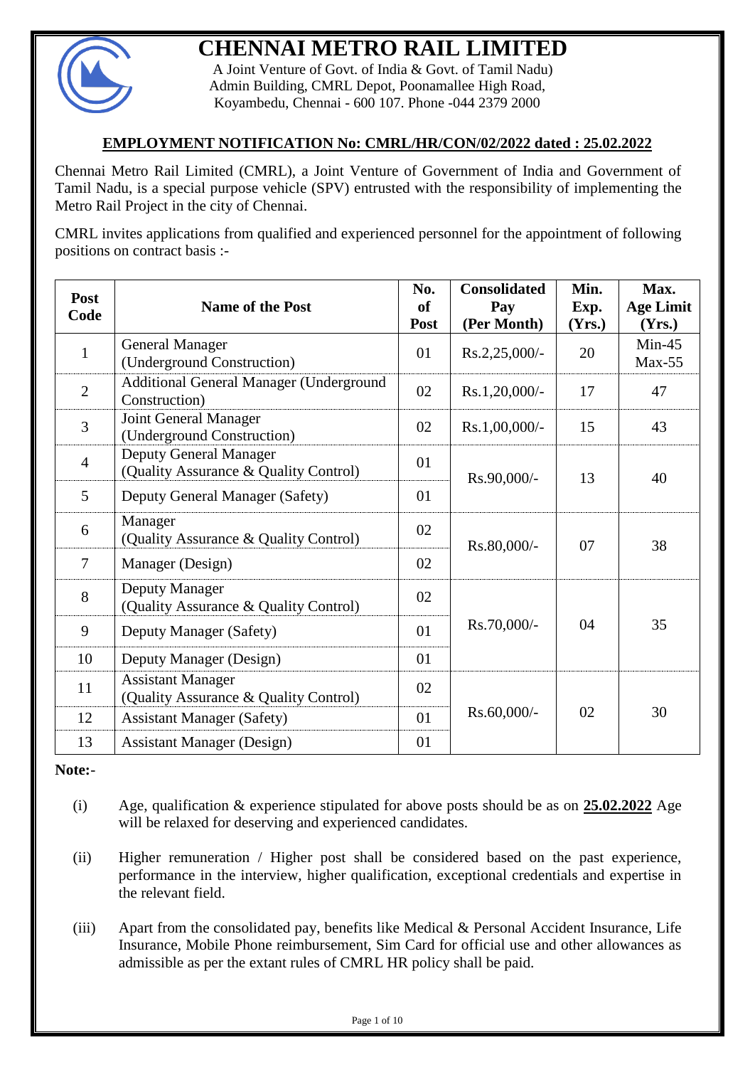# CHENNAI METRO RAIL LIMITED

A Joint Venture of Govt. of India & Govt. of Tamil Nadu)
Admin Building, CMRL Depot, Poonamallee High Road,
Koyambedu, Chennai - 600 107. Phone -044 2379 2000

**EMPLOYMENT NOTIFICATION No: CMRL/HR/CON/02/2022 dated : 25.02.2022**

Chennai Metro Rail Limited (CMRL), a Joint Venture of Government of India and Government of Tamil Nadu, is a special purpose vehicle (SPV) entrusted with the responsibility of implementing the Metro Rail Project in the city of Chennai.

CMRL invites applications from qualified and experienced personnel for the appointment of following positions on contract basis :-

| Post Code | Name of the Post | No. of Post | Consolidated Pay (Per Month) | Min. Exp. (Yrs.) | Max. Age Limit (Yrs.) |
|---|---|---|---|---|---|
| 1 | General Manager (Underground Construction) | 01 | Rs.2,25,000/- | 20 | Min-45 Max-55 |
| 2 | Additional General Manager (Underground Construction) | 02 | Rs.1,20,000/- | 17 | 47 |
| 3 | Joint General Manager (Underground Construction) | 02 | Rs.1,00,000/- | 15 | 43 |
| 4 | Deputy General Manager (Quality Assurance & Quality Control) | 01 | Rs.90,000/- | 13 | 40 |
| 5 | Deputy General Manager (Safety) | 01 | | | |
| 6 | Manager (Quality Assurance & Quality Control) | 02 | Rs.80,000/- | 07 | 38 |
| 7 | Manager (Design) | 02 | | | |
| 8 | Deputy Manager (Quality Assurance & Quality Control) | 02 | Rs.70,000/- | 04 | 35 |
| 9 | Deputy Manager (Safety) | 01 | | | |
| 10 | Deputy Manager (Design) | 01 | | | |
| 11 | Assistant Manager (Quality Assurance & Quality Control) | 02 | Rs.60,000/- | 02 | 30 |
| 12 | Assistant Manager (Safety) | 01 | | | |
| 13 | Assistant Manager (Design) | 01 | | | |

**Note:-**

(i) Age, qualification & experience stipulated for above posts should be as on **25.02.2022** Age will be relaxed for deserving and experienced candidates.

(ii) Higher remuneration / Higher post shall be considered based on the past experience, performance in the interview, higher qualification, exceptional credentials and expertise in the relevant field.

(iii) Apart from the consolidated pay, benefits like Medical & Personal Accident Insurance, Life Insurance, Mobile Phone reimbursement, Sim Card for official use and other allowances as admissible as per the extant rules of CMRL HR policy shall be paid.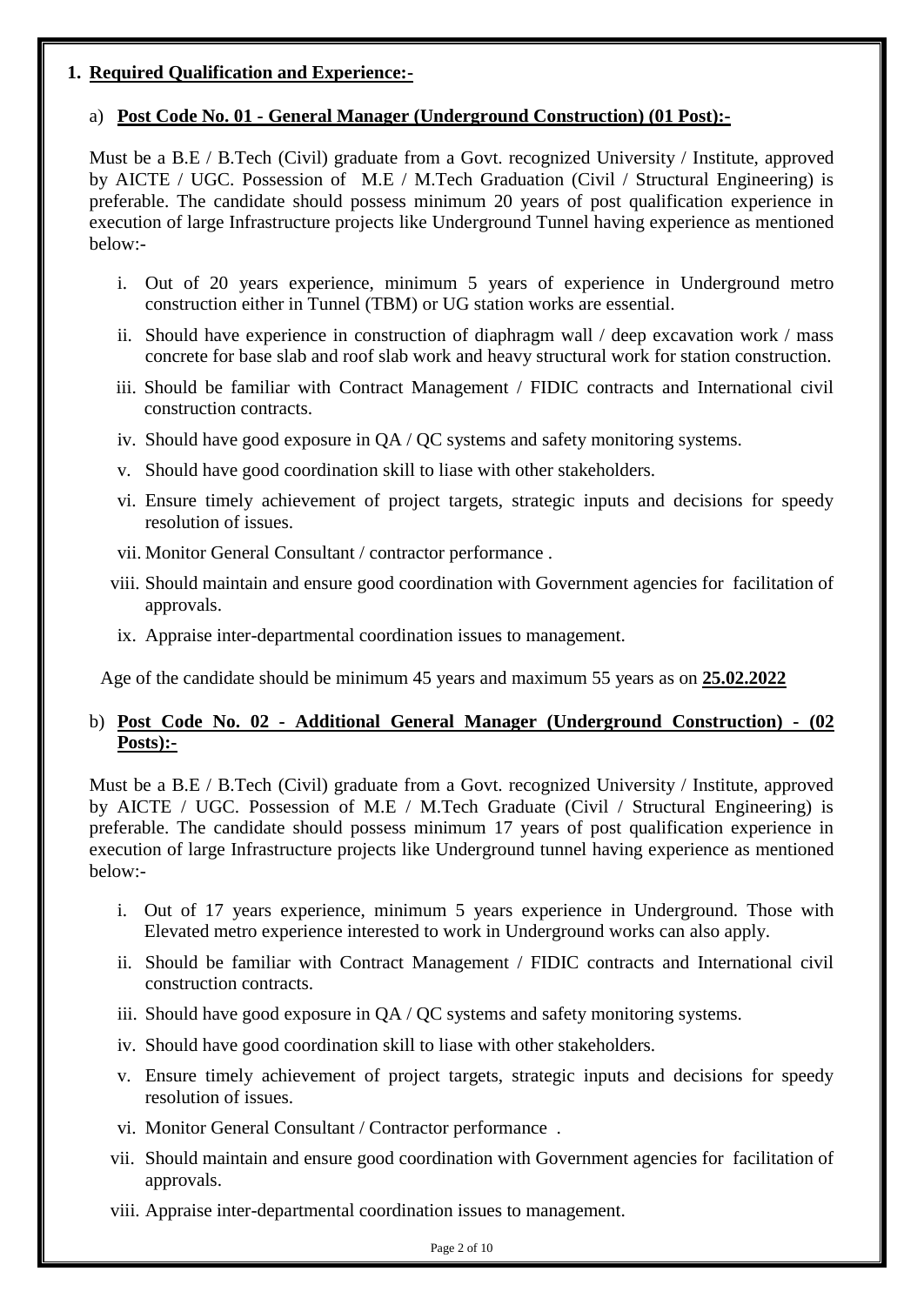## 1. Required Qualification and Experience:-

### a) Post Code No. 01 - General Manager (Underground Construction) (01 Post):-

Must be a B.E / B.Tech (Civil) graduate from a Govt. recognized University / Institute, approved by AICTE / UGC. Possession of M.E / M.Tech Graduation (Civil / Structural Engineering) is preferable. The candidate should possess minimum 20 years of post qualification experience in execution of large Infrastructure projects like Underground Tunnel having experience as mentioned below:-

i. Out of 20 years experience, minimum 5 years of experience in Underground metro construction either in Tunnel (TBM) or UG station works are essential.

ii. Should have experience in construction of diaphragm wall / deep excavation work / mass concrete for base slab and roof slab work and heavy structural work for station construction.

iii. Should be familiar with Contract Management / FIDIC contracts and International civil construction contracts.

iv. Should have good exposure in QA / QC systems and safety monitoring systems.

v. Should have good coordination skill to liase with other stakeholders.

vi. Ensure timely achievement of project targets, strategic inputs and decisions for speedy resolution of issues.

vii. Monitor General Consultant / contractor performance .

viii. Should maintain and ensure good coordination with Government agencies for facilitation of approvals.

ix. Appraise inter-departmental coordination issues to management.

Age of the candidate should be minimum 45 years and maximum 55 years as on **25.02.2022**

### b) Post Code No. 02 - Additional General Manager (Underground Construction) - (02 Posts):-

Must be a B.E / B.Tech (Civil) graduate from a Govt. recognized University / Institute, approved by AICTE / UGC. Possession of M.E / M.Tech Graduate (Civil / Structural Engineering) is preferable. The candidate should possess minimum 17 years of post qualification experience in execution of large Infrastructure projects like Underground tunnel having experience as mentioned below:-

i. Out of 17 years experience, minimum 5 years experience in Underground. Those with Elevated metro experience interested to work in Underground works can also apply.

ii. Should be familiar with Contract Management / FIDIC contracts and International civil construction contracts.

iii. Should have good exposure in QA / QC systems and safety monitoring systems.

iv. Should have good coordination skill to liase with other stakeholders.

v. Ensure timely achievement of project targets, strategic inputs and decisions for speedy resolution of issues.

vi. Monitor General Consultant / Contractor performance .

vii. Should maintain and ensure good coordination with Government agencies for facilitation of approvals.

viii. Appraise inter-departmental coordination issues to management.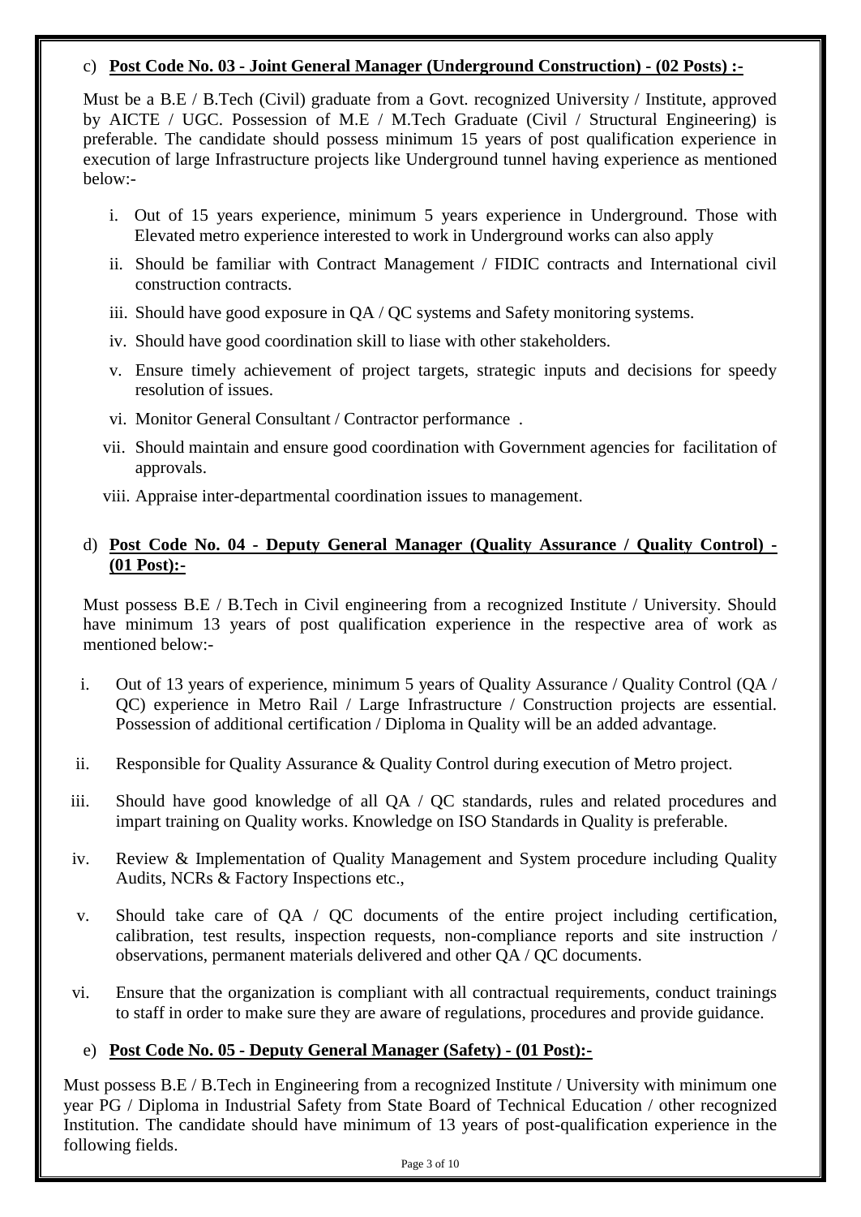c) **Post Code No. 03 - Joint General Manager (Underground Construction) - (02 Posts) :-**

Must be a B.E / B.Tech (Civil) graduate from a Govt. recognized University / Institute, approved by AICTE / UGC. Possession of M.E / M.Tech Graduate (Civil / Structural Engineering) is preferable. The candidate should possess minimum 15 years of post qualification experience in execution of large Infrastructure projects like Underground tunnel having experience as mentioned below:-

i. Out of 15 years experience, minimum 5 years experience in Underground. Those with Elevated metro experience interested to work in Underground works can also apply
ii. Should be familiar with Contract Management / FIDIC contracts and International civil construction contracts.
iii. Should have good exposure in QA / QC systems and Safety monitoring systems.
iv. Should have good coordination skill to liase with other stakeholders.
v. Ensure timely achievement of project targets, strategic inputs and decisions for speedy resolution of issues.
vi. Monitor General Consultant / Contractor performance .
vii. Should maintain and ensure good coordination with Government agencies for facilitation of approvals.
viii. Appraise inter-departmental coordination issues to management.

d) **Post Code No. 04 - Deputy General Manager (Quality Assurance / Quality Control) - (01 Post):-**

Must possess B.E / B.Tech in Civil engineering from a recognized Institute / University. Should have minimum 13 years of post qualification experience in the respective area of work as mentioned below:-

i. Out of 13 years of experience, minimum 5 years of Quality Assurance / Quality Control (QA / QC) experience in Metro Rail / Large Infrastructure / Construction projects are essential. Possession of additional certification / Diploma in Quality will be an added advantage.
ii. Responsible for Quality Assurance & Quality Control during execution of Metro project.
iii. Should have good knowledge of all QA / QC standards, rules and related procedures and impart training on Quality works. Knowledge on ISO Standards in Quality is preferable.
iv. Review & Implementation of Quality Management and System procedure including Quality Audits, NCRs & Factory Inspections etc.,
v. Should take care of QA / QC documents of the entire project including certification, calibration, test results, inspection requests, non-compliance reports and site instruction / observations, permanent materials delivered and other QA / QC documents.
vi. Ensure that the organization is compliant with all contractual requirements, conduct trainings to staff in order to make sure they are aware of regulations, procedures and provide guidance.

e) **Post Code No. 05 - Deputy General Manager (Safety) - (01 Post):-**

Must possess B.E / B.Tech in Engineering from a recognized Institute / University with minimum one year PG / Diploma in Industrial Safety from State Board of Technical Education / other recognized Institution. The candidate should have minimum of 13 years of post-qualification experience in the following fields.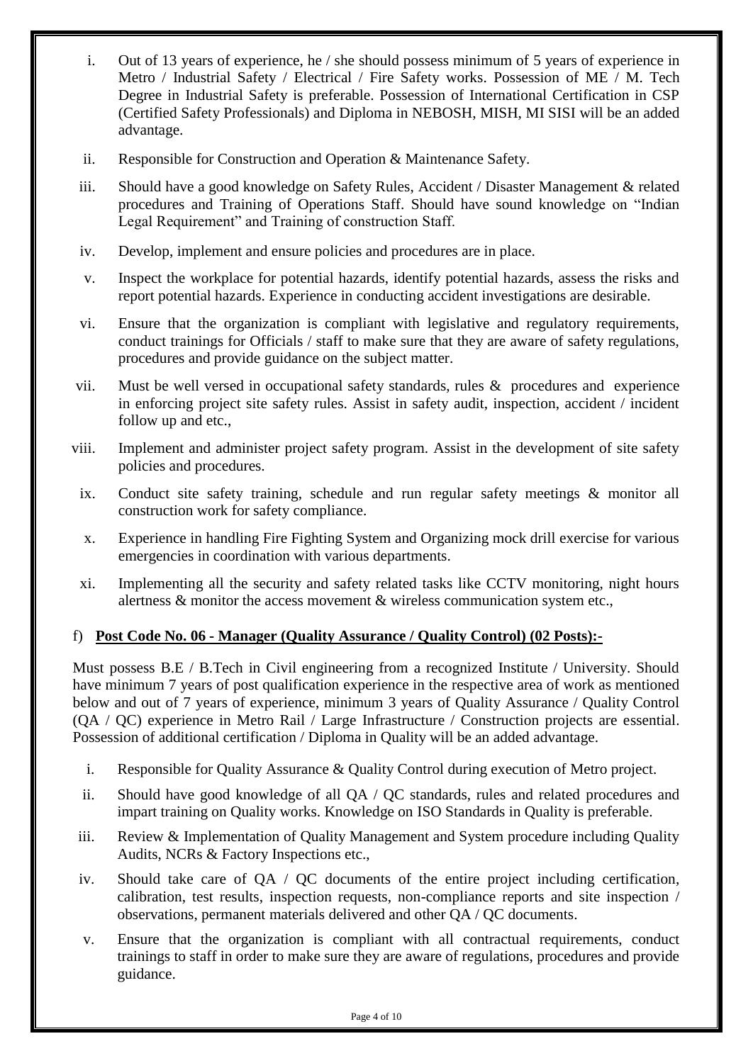i. Out of 13 years of experience, he / she should possess minimum of 5 years of experience in Metro / Industrial Safety / Electrical / Fire Safety works. Possession of ME / M. Tech Degree in Industrial Safety is preferable. Possession of International Certification in CSP (Certified Safety Professionals) and Diploma in NEBOSH, MISH, MI SISI will be an added advantage.

ii. Responsible for Construction and Operation & Maintenance Safety.

iii. Should have a good knowledge on Safety Rules, Accident / Disaster Management & related procedures and Training of Operations Staff. Should have sound knowledge on "Indian Legal Requirement" and Training of construction Staff.

iv. Develop, implement and ensure policies and procedures are in place.

v. Inspect the workplace for potential hazards, identify potential hazards, assess the risks and report potential hazards. Experience in conducting accident investigations are desirable.

vi. Ensure that the organization is compliant with legislative and regulatory requirements, conduct trainings for Officials / staff to make sure that they are aware of safety regulations, procedures and provide guidance on the subject matter.

vii. Must be well versed in occupational safety standards, rules & procedures and experience in enforcing project site safety rules. Assist in safety audit, inspection, accident / incident follow up and etc.,

viii. Implement and administer project safety program. Assist in the development of site safety policies and procedures.

ix. Conduct site safety training, schedule and run regular safety meetings & monitor all construction work for safety compliance.

x. Experience in handling Fire Fighting System and Organizing mock drill exercise for various emergencies in coordination with various departments.

xi. Implementing all the security and safety related tasks like CCTV monitoring, night hours alertness & monitor the access movement & wireless communication system etc.,

f) **Post Code No. 06 - Manager (Quality Assurance / Quality Control) (02 Posts):-**

Must possess B.E / B.Tech in Civil engineering from a recognized Institute / University. Should have minimum 7 years of post qualification experience in the respective area of work as mentioned below and out of 7 years of experience, minimum 3 years of Quality Assurance / Quality Control (QA / QC) experience in Metro Rail / Large Infrastructure / Construction projects are essential. Possession of additional certification / Diploma in Quality will be an added advantage.

i. Responsible for Quality Assurance & Quality Control during execution of Metro project.

ii. Should have good knowledge of all QA / QC standards, rules and related procedures and impart training on Quality works. Knowledge on ISO Standards in Quality is preferable.

iii. Review & Implementation of Quality Management and System procedure including Quality Audits, NCRs & Factory Inspections etc.,

iv. Should take care of QA / QC documents of the entire project including certification, calibration, test results, inspection requests, non-compliance reports and site inspection / observations, permanent materials delivered and other QA / QC documents.

v. Ensure that the organization is compliant with all contractual requirements, conduct trainings to staff in order to make sure they are aware of regulations, procedures and provide guidance.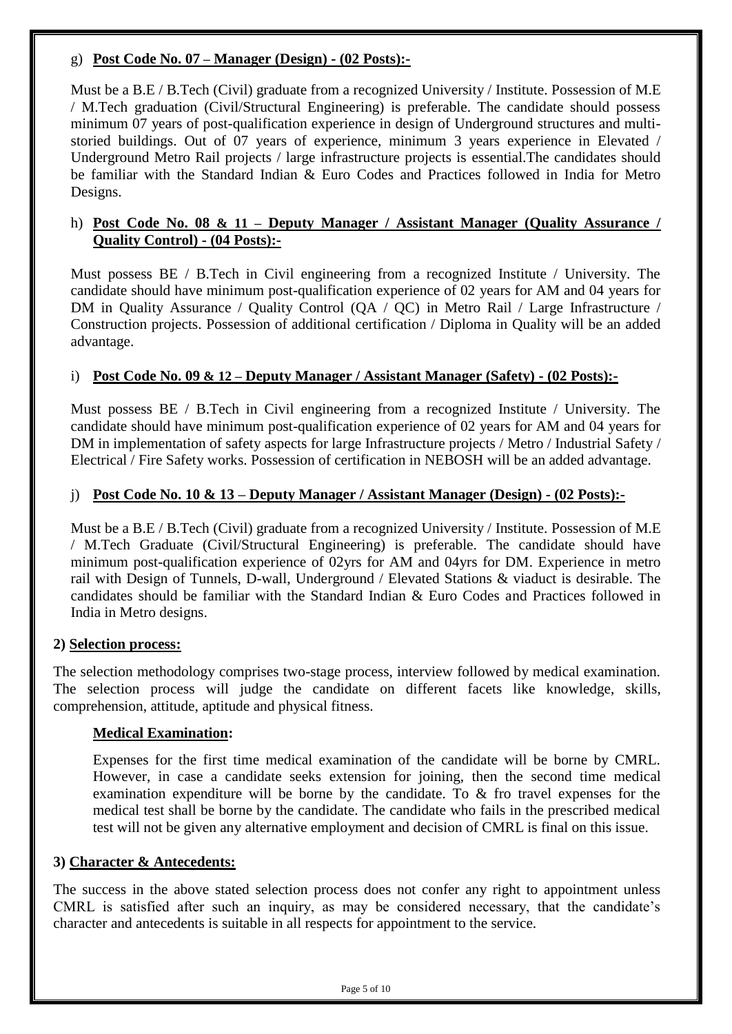g) **Post Code No. 07 – Manager (Design) - (02 Posts):-**

Must be a B.E / B.Tech (Civil) graduate from a recognized University / Institute. Possession of M.E / M.Tech graduation (Civil/Structural Engineering) is preferable. The candidate should possess minimum 07 years of post-qualification experience in design of Underground structures and multi-storied buildings. Out of 07 years of experience, minimum 3 years experience in Elevated / Underground Metro Rail projects / large infrastructure projects is essential.The candidates should be familiar with the Standard Indian & Euro Codes and Practices followed in India for Metro Designs.

h) **Post Code No. 08 & 11 – Deputy Manager / Assistant Manager (Quality Assurance / Quality Control) - (04 Posts):-**

Must possess BE / B.Tech in Civil engineering from a recognized Institute / University. The candidate should have minimum post-qualification experience of 02 years for AM and 04 years for DM in Quality Assurance / Quality Control (QA / QC) in Metro Rail / Large Infrastructure / Construction projects. Possession of additional certification / Diploma in Quality will be an added advantage.

i) **Post Code No. 09 & 12 – Deputy Manager / Assistant Manager (Safety) - (02 Posts):-**

Must possess BE / B.Tech in Civil engineering from a recognized Institute / University. The candidate should have minimum post-qualification experience of 02 years for AM and 04 years for DM in implementation of safety aspects for large Infrastructure projects / Metro / Industrial Safety / Electrical / Fire Safety works. Possession of certification in NEBOSH will be an added advantage.

j) **Post Code No. 10 & 13 – Deputy Manager / Assistant Manager (Design) - (02 Posts):-**

Must be a B.E / B.Tech (Civil) graduate from a recognized University / Institute. Possession of M.E / M.Tech Graduate (Civil/Structural Engineering) is preferable. The candidate should have minimum post-qualification experience of 02yrs for AM and 04yrs for DM. Experience in metro rail with Design of Tunnels, D-wall, Underground / Elevated Stations & viaduct is desirable. The candidates should be familiar with the Standard Indian & Euro Codes and Practices followed in India in Metro designs.

**2) Selection process:**

The selection methodology comprises two-stage process, interview followed by medical examination. The selection process will judge the candidate on different facets like knowledge, skills, comprehension, attitude, aptitude and physical fitness.

**Medical Examination:**

Expenses for the first time medical examination of the candidate will be borne by CMRL. However, in case a candidate seeks extension for joining, then the second time medical examination expenditure will be borne by the candidate. To & fro travel expenses for the medical test shall be borne by the candidate. The candidate who fails in the prescribed medical test will not be given any alternative employment and decision of CMRL is final on this issue.

**3) Character & Antecedents:**

The success in the above stated selection process does not confer any right to appointment unless CMRL is satisfied after such an inquiry, as may be considered necessary, that the candidate's character and antecedents is suitable in all respects for appointment to the service.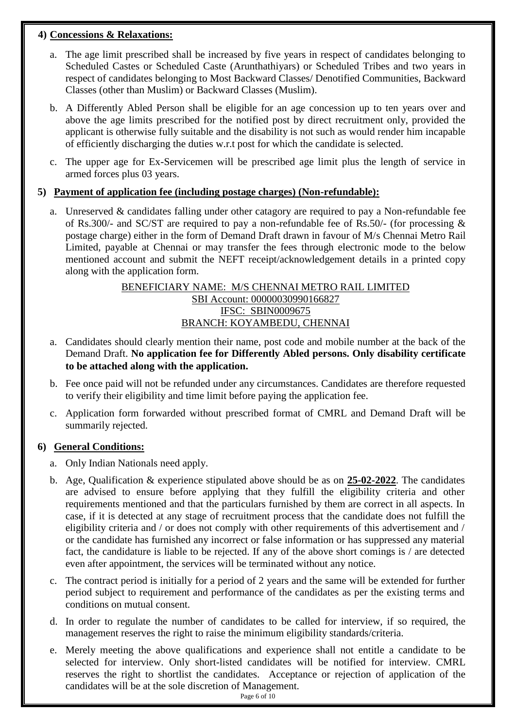#### 4) **Concessions & Relaxations:**

a. The age limit prescribed shall be increased by five years in respect of candidates belonging to Scheduled Castes or Scheduled Caste (Arunthathiyars) or Scheduled Tribes and two years in respect of candidates belonging to Most Backward Classes/ Denotified Communities, Backward Classes (other than Muslim) or Backward Classes (Muslim).

b. A Differently Abled Person shall be eligible for an age concession up to ten years over and above the age limits prescribed for the notified post by direct recruitment only, provided the applicant is otherwise fully suitable and the disability is not such as would render him incapable of efficiently discharging the duties w.r.t post for which the candidate is selected.

c. The upper age for Ex-Servicemen will be prescribed age limit plus the length of service in armed forces plus 03 years.

#### 5) **Payment of application fee (including postage charges) (Non-refundable):**

a. Unreserved & candidates falling under other catagory are required to pay a Non-refundable fee of Rs.300/- and SC/ST are required to pay a non-refundable fee of Rs.50/- (for processing & postage charge) either in the form of Demand Draft drawn in favour of M/s Chennai Metro Rail Limited, payable at Chennai or may transfer the fees through electronic mode to the below mentioned account and submit the NEFT receipt/acknowledgement details in a printed copy along with the application form.

BENEFICIARY NAME: M/S CHENNAI METRO RAIL LIMITED
SBI Account: 00000030990166827
IFSC: SBIN0009675
BRANCH: KOYAMBEDU, CHENNAI

a. Candidates should clearly mention their name, post code and mobile number at the back of the Demand Draft. **No application fee for Differently Abled persons. Only disability certificate to be attached along with the application.**

b. Fee once paid will not be refunded under any circumstances. Candidates are therefore requested to verify their eligibility and time limit before paying the application fee.

c. Application form forwarded without prescribed format of CMRL and Demand Draft will be summarily rejected.

#### 6) **General Conditions:**

a. Only Indian Nationals need apply.

b. Age, Qualification & experience stipulated above should be as on **25-02-2022**. The candidates are advised to ensure before applying that they fulfill the eligibility criteria and other requirements mentioned and that the particulars furnished by them are correct in all aspects. In case, if it is detected at any stage of recruitment process that the candidate does not fulfill the eligibility criteria and / or does not comply with other requirements of this advertisement and / or the candidate has furnished any incorrect or false information or has suppressed any material fact, the candidature is liable to be rejected. If any of the above short comings is / are detected even after appointment, the services will be terminated without any notice.

c. The contract period is initially for a period of 2 years and the same will be extended for further period subject to requirement and performance of the candidates as per the existing terms and conditions on mutual consent.

d. In order to regulate the number of candidates to be called for interview, if so required, the management reserves the right to raise the minimum eligibility standards/criteria.

e. Merely meeting the above qualifications and experience shall not entitle a candidate to be selected for interview. Only short-listed candidates will be notified for interview. CMRL reserves the right to shortlist the candidates. Acceptance or rejection of application of the candidates will be at the sole discretion of Management.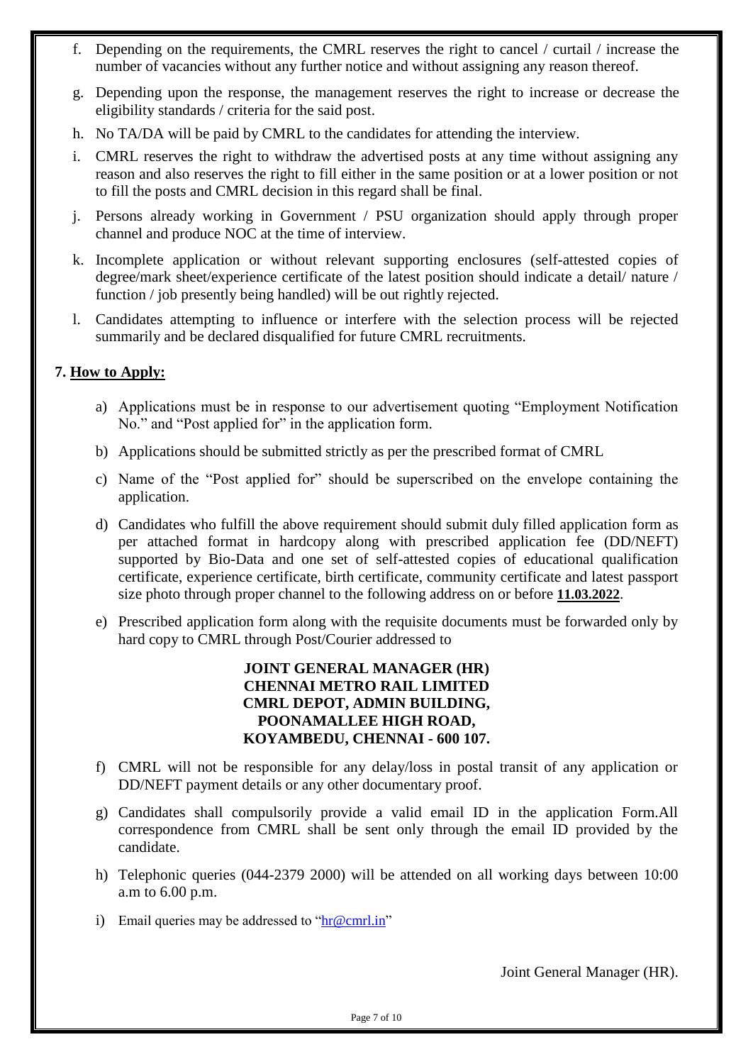f. Depending on the requirements, the CMRL reserves the right to cancel / curtail / increase the number of vacancies without any further notice and without assigning any reason thereof.

g. Depending upon the response, the management reserves the right to increase or decrease the eligibility standards / criteria for the said post.

h. No TA/DA will be paid by CMRL to the candidates for attending the interview.

i. CMRL reserves the right to withdraw the advertised posts at any time without assigning any reason and also reserves the right to fill either in the same position or at a lower position or not to fill the posts and CMRL decision in this regard shall be final.

j. Persons already working in Government / PSU organization should apply through proper channel and produce NOC at the time of interview.

k. Incomplete application or without relevant supporting enclosures (self-attested copies of degree/mark sheet/experience certificate of the latest position should indicate a detail/ nature / function / job presently being handled) will be out rightly rejected.

l. Candidates attempting to influence or interfere with the selection process will be rejected summarily and be declared disqualified for future CMRL recruitments.

**7. <u>How to Apply:</u>**

a) Applications must be in response to our advertisement quoting "Employment Notification No." and "Post applied for" in the application form.

b) Applications should be submitted strictly as per the prescribed format of CMRL

c) Name of the "Post applied for" should be superscribed on the envelope containing the application.

d) Candidates who fulfill the above requirement should submit duly filled application form as per attached format in hardcopy along with prescribed application fee (DD/NEFT) supported by Bio-Data and one set of self-attested copies of educational qualification certificate, experience certificate, birth certificate, community certificate and latest passport size photo through proper channel to the following address on or before **<u>11.03.2022</u>**.

e) Prescribed application form along with the requisite documents must be forwarded only by hard copy to CMRL through Post/Courier addressed to

**JOINT GENERAL MANAGER (HR)**
**CHENNAI METRO RAIL LIMITED**
**CMRL DEPOT, ADMIN BUILDING,**
**POONAMALLEE HIGH ROAD,**
**KOYAMBEDU, CHENNAI - 600 107.**

f) CMRL will not be responsible for any delay/loss in postal transit of any application or DD/NEFT payment details or any other documentary proof.

g) Candidates shall compulsorily provide a valid email ID in the application Form.All correspondence from CMRL shall be sent only through the email ID provided by the candidate.

h) Telephonic queries (044-2379 2000) will be attended on all working days between 10:00 a.m to 6.00 p.m.

i) Email queries may be addressed to "hr@cmrl.in"

Joint General Manager (HR).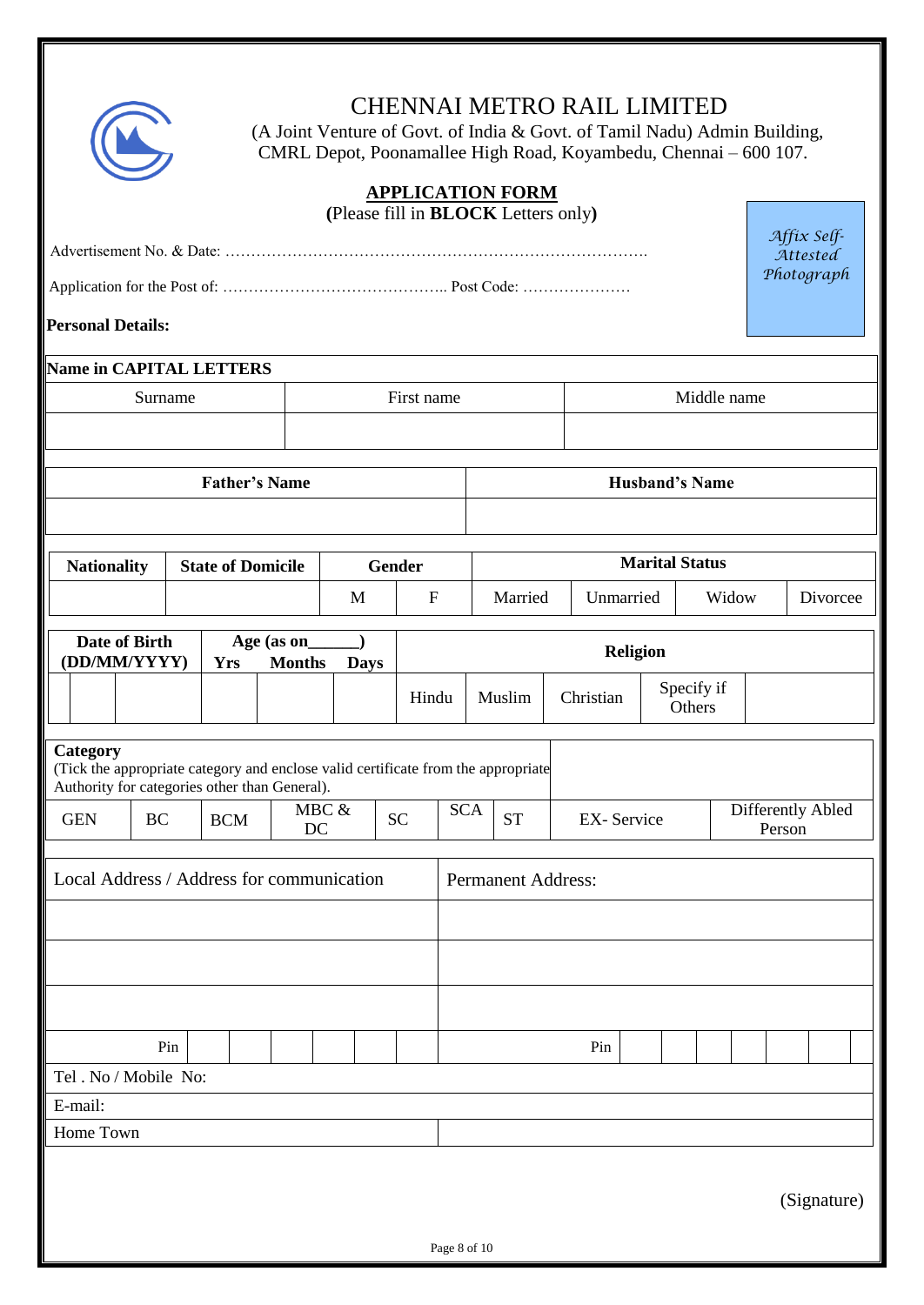# CHENNAI METRO RAIL LIMITED

(A Joint Venture of Govt. of India & Govt. of Tamil Nadu) Admin Building, CMRL Depot, Poonamallee High Road, Koyambedu, Chennai – 600 107.

## APPLICATION FORM

**(**Please fill in **BLOCK** Letters only**)**

*Affix Self-Attested Photograph*

Advertisement No. & Date: ……………………………………………………………………….

Application for the Post of: …………………………………….. Post Code: …………………

**Personal Details:**

| **Name in CAPITAL LETTERS** | | |
|---|---|---|
| Surname | First name | Middle name |
| | | |

| **Father's Name** | **Husband's Name** |
|---|---|
| | |

| **Nationality** | **State of Domicile** | **Gender** | | **Marital Status** | | | |
|---|---|---|---|---|---|---|---|
| | | M | F | Married | Unmarried | Widow | Divorcee |

| **Date of Birth (DD/MM/YYYY)** | | | **Age (as on______)** | | | **Religion** | | | | |
|---|---|---|---|---|---|---|---|---|---|---|
| | | | **Yrs** | **Months** | **Days** | | | | | |
| | | | | | | Hindu | Muslim | Christian | Specify if Others | |

| **Category** (Tick the appropriate category and enclose valid certificate from the appropriate Authority for categories other than General). | | | | | | | | |
|---|---|---|---|---|---|---|---|---|
| GEN | BC | BCM | MBC & DC | SC | SCA | ST | EX- Service | Differently Abled Person |

| Local Address / Address for communication | Permanent Address: |
|---|---|
| | |
| | |
| | |
| Pin | Pin |
| Tel . No / Mobile No: | |
| E-mail: | |
| Home Town | |

(Signature)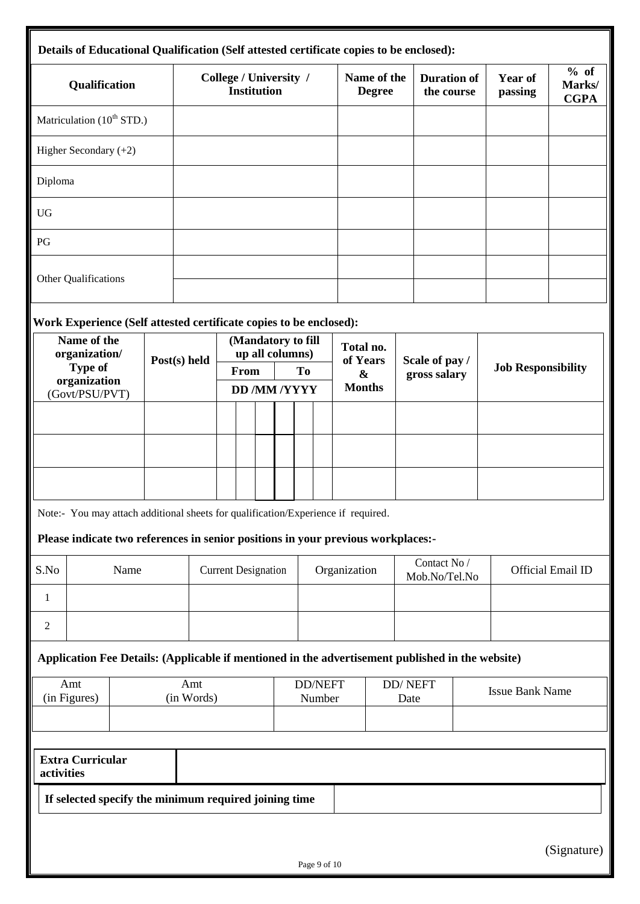**Details of Educational Qualification (Self attested certificate copies to be enclosed):**

| Qualification | College / University / Institution | Name of the Degree | Duration of the course | Year of passing | % of Marks/ CGPA |
|---|---|---|---|---|---|
| Matriculation ($10^{th}$ STD.) | | | | | |
| Higher Secondary (+2) | | | | | |
| Diploma | | | | | |
| UG | | | | | |
| PG | | | | | |
| Other Qualifications | | | | | |
| | | | | | |

**Work Experience (Self attested certificate copies to be enclosed):**

| Name of the organization/ Type of organization (Govt/PSU/PVT) | Post(s) held | (Mandatory to fill up all columns) From DD /MM /YYYY | To DD /MM /YYYY | Total no. of Years & Months | Scale of pay / gross salary | Job Responsibility |
|---|---|---|---|---|---|---|
| | | | | | | |
| | | | | | | |
| | | | | | | |

Note:- You may attach additional sheets for qualification/Experience if required.

**Please indicate two references in senior positions in your previous workplaces:-**

| S.No | Name | Current Designation | Organization | Contact No / Mob.No/Tel.No | Official Email ID |
|---|---|---|---|---|---|
| 1 | | | | | |
| 2 | | | | | |

**Application Fee Details: (Applicable if mentioned in the advertisement published in the website)**

| Amt (in Figures) | Amt (in Words) | DD/NEFT Number | DD/ NEFT Date | Issue Bank Name |
|---|---|---|---|---|
| | | | | |

| **Extra Curricular activities** | |
|---|---|

| **If selected specify the minimum required joining time** | |
|---|---|

(Signature)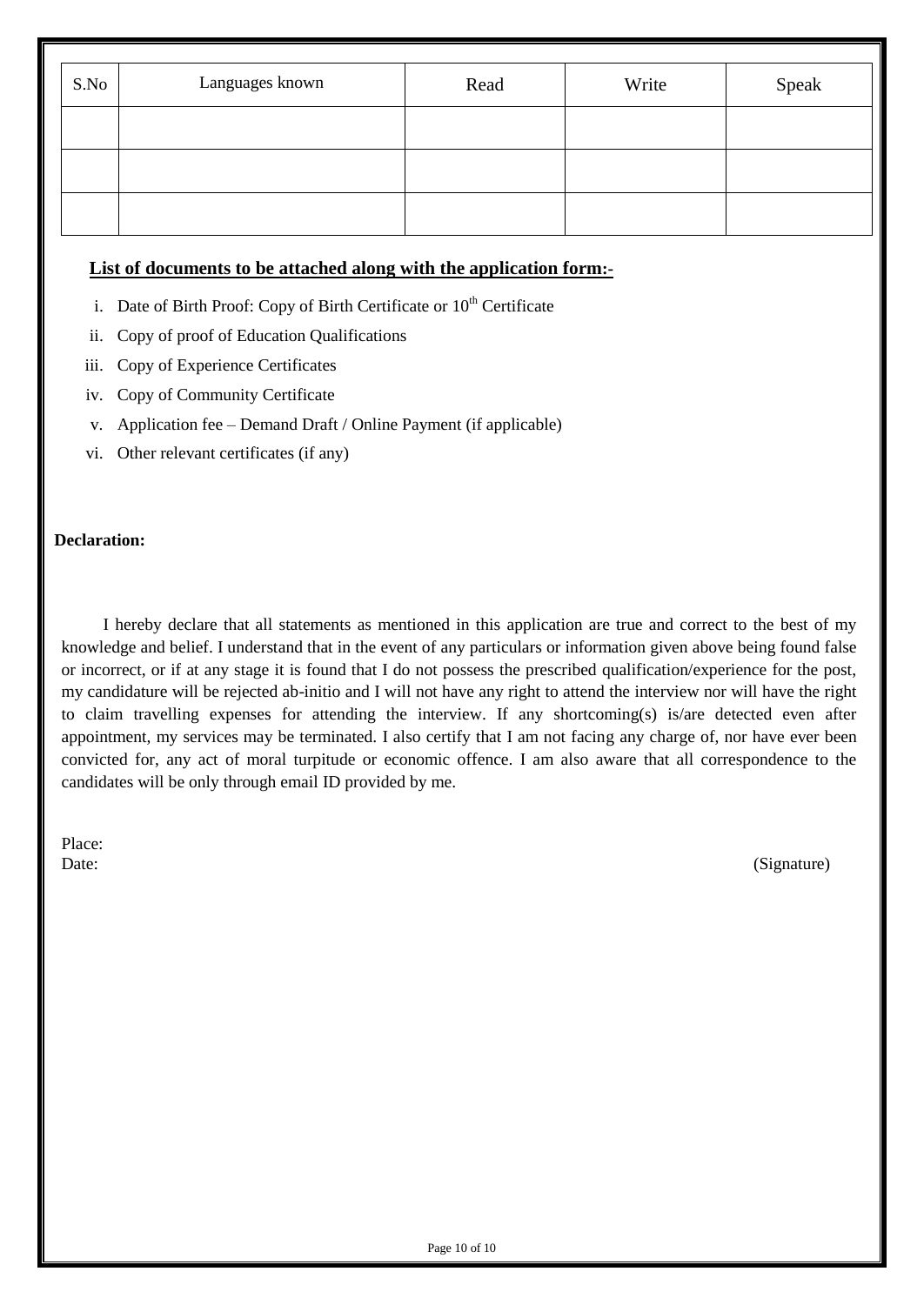| S.No | Languages known | Read | Write | Speak |
|---|---|---|---|---|
| | | | | |
| | | | | |
| | | | | |

**List of documents to be attached along with the application form:-**

i. Date of Birth Proof: Copy of Birth Certificate or 10th Certificate
ii. Copy of proof of Education Qualifications
iii. Copy of Experience Certificates
iv. Copy of Community Certificate
v. Application fee – Demand Draft / Online Payment (if applicable)
vi. Other relevant certificates (if any)

**Declaration:**

I hereby declare that all statements as mentioned in this application are true and correct to the best of my knowledge and belief. I understand that in the event of any particulars or information given above being found false or incorrect, or if at any stage it is found that I do not possess the prescribed qualification/experience for the post, my candidature will be rejected ab-initio and I will not have any right to attend the interview nor will have the right to claim travelling expenses for attending the interview. If any shortcoming(s) is/are detected even after appointment, my services may be terminated. I also certify that I am not facing any charge of, nor have ever been convicted for, any act of moral turpitude or economic offence. I am also aware that all correspondence to the candidates will be only through email ID provided by me.

Place:

Date: (Signature)